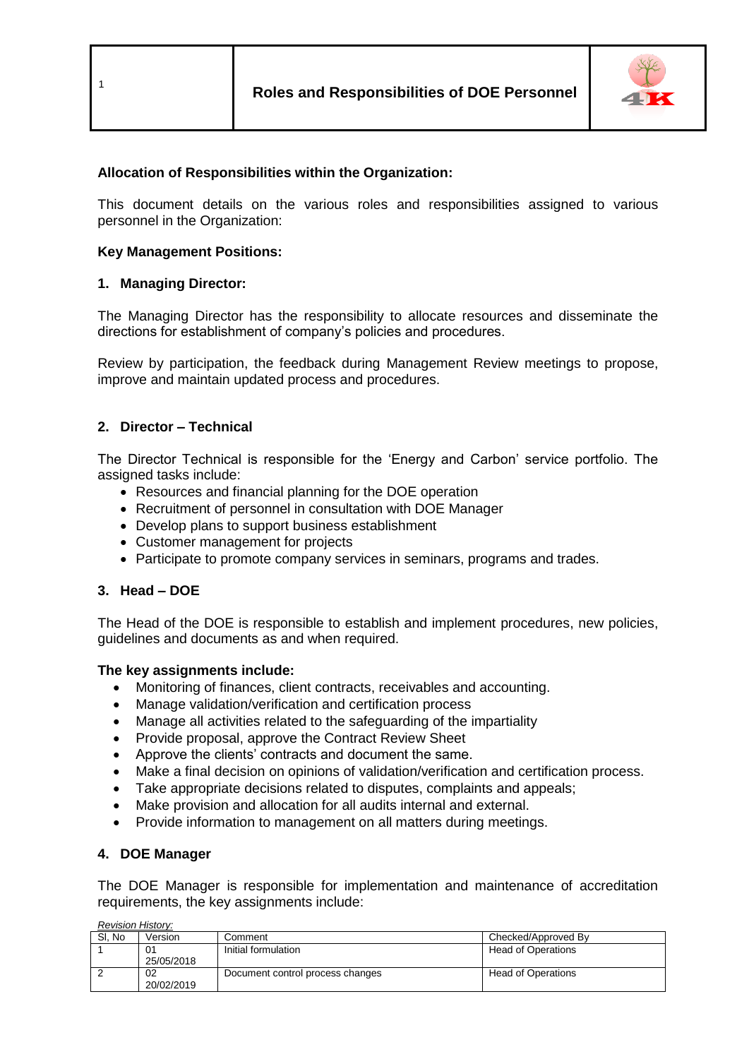# Roles and Responsibilities of DOE Personnel

**Allocation of Responsibilities within the Organization:**

This document details on the various roles and responsibilities assigned to various personnel in the Organization:

**Key Management Positions:**

## 1. Managing Director:

The Managing Director has the responsibility to allocate resources and disseminate the directions for establishment of company's policies and procedures.

Review by participation, the feedback during Management Review meetings to propose, improve and maintain updated process and procedures.

## 2. Director – Technical

The Director Technical is responsible for the 'Energy and Carbon' service portfolio. The assigned tasks include:

- Resources and financial planning for the DOE operation
- Recruitment of personnel in consultation with DOE Manager
- Develop plans to support business establishment
- Customer management for projects
- Participate to promote company services in seminars, programs and trades.

## 3. Head – DOE

The Head of the DOE is responsible to establish and implement procedures, new policies, guidelines and documents as and when required.

**The key assignments include:**

- Monitoring of finances, client contracts, receivables and accounting.
- Manage validation/verification and certification process
- Manage all activities related to the safeguarding of the impartiality
- Provide proposal, approve the Contract Review Sheet
- Approve the clients' contracts and document the same.
- Make a final decision on opinions of validation/verification and certification process.
- Take appropriate decisions related to disputes, complaints and appeals;
- Make provision and allocation for all audits internal and external.
- Provide information to management on all matters during meetings.

## 4. DOE Manager

The DOE Manager is responsible for implementation and maintenance of accreditation requirements, the key assignments include:

*Revision History:*

| Sl, No | Version | Comment | Checked/Approved By |
|---|---|---|---|
| 1 | 01 25/05/2018 | Initial formulation | Head of Operations |
| 2 | 02 20/02/2019 | Document control process changes | Head of Operations |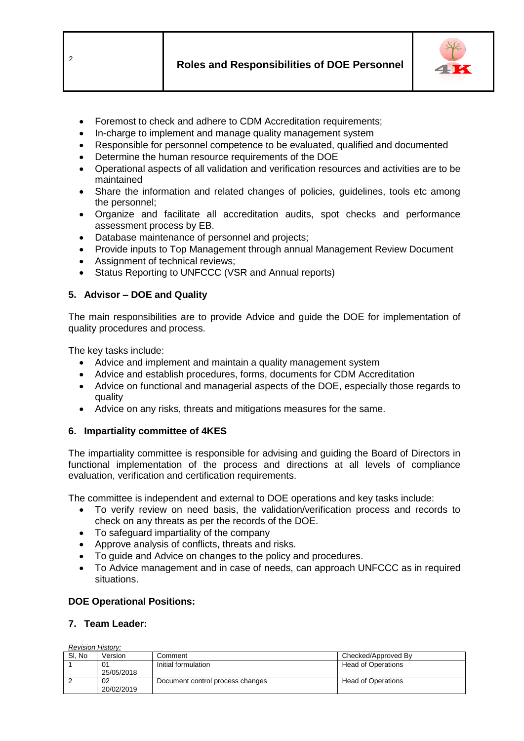- Foremost to check and adhere to CDM Accreditation requirements;
- In-charge to implement and manage quality management system
- Responsible for personnel competence to be evaluated, qualified and documented
- Determine the human resource requirements of the DOE
- Operational aspects of all validation and verification resources and activities are to be maintained
- Share the information and related changes of policies, guidelines, tools etc among the personnel;
- Organize and facilitate all accreditation audits, spot checks and performance assessment process by EB.
- Database maintenance of personnel and projects;
- Provide inputs to Top Management through annual Management Review Document
- Assignment of technical reviews;
- Status Reporting to UNFCCC (VSR and Annual reports)

### 5. Advisor – DOE and Quality

The main responsibilities are to provide Advice and guide the DOE for implementation of quality procedures and process.

The key tasks include:

- Advice and implement and maintain a quality management system
- Advice and establish procedures, forms, documents for CDM Accreditation
- Advice on functional and managerial aspects of the DOE, especially those regards to quality
- Advice on any risks, threats and mitigations measures for the same.

### 6. Impartiality committee of 4KES

The impartiality committee is responsible for advising and guiding the Board of Directors in functional implementation of the process and directions at all levels of compliance evaluation, verification and certification requirements.

The committee is independent and external to DOE operations and key tasks include:

- To verify review on need basis, the validation/verification process and records to check on any threats as per the records of the DOE.
- To safeguard impartiality of the company
- Approve analysis of conflicts, threats and risks.
- To guide and Advice on changes to the policy and procedures.
- To Advice management and in case of needs, can approach UNFCCC as in required situations.

**DOE Operational Positions:**

### 7. Team Leader:

*Revision History:*

| Sl, No | Version | Comment | Checked/Approved By |
|---|---|---|---|
| 1 | 01<br>25/05/2018 | Initial formulation | Head of Operations |
| 2 | 02<br>20/02/2019 | Document control process changes | Head of Operations |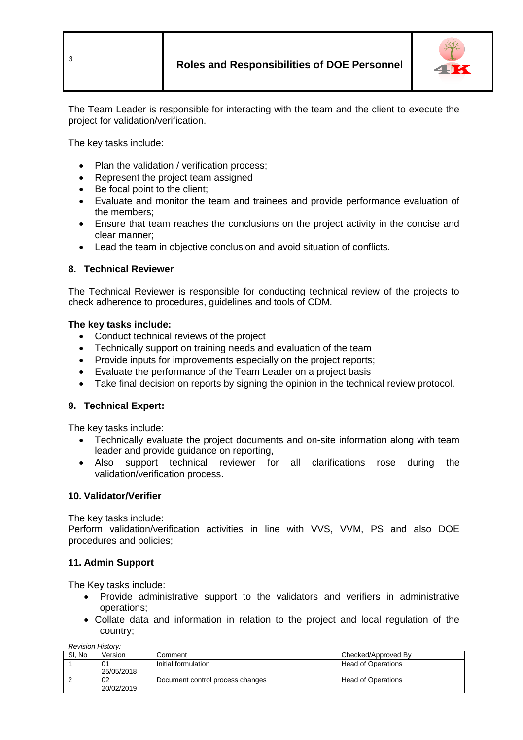The Team Leader is responsible for interacting with the team and the client to execute the project for validation/verification.

The key tasks include:

- Plan the validation / verification process;
- Represent the project team assigned
- Be focal point to the client;
- Evaluate and monitor the team and trainees and provide performance evaluation of the members;
- Ensure that team reaches the conclusions on the project activity in the concise and clear manner;
- Lead the team in objective conclusion and avoid situation of conflicts.

## 8. Technical Reviewer

The Technical Reviewer is responsible for conducting technical review of the projects to check adherence to procedures, guidelines and tools of CDM.

**The key tasks include:**

- Conduct technical reviews of the project
- Technically support on training needs and evaluation of the team
- Provide inputs for improvements especially on the project reports;
- Evaluate the performance of the Team Leader on a project basis
- Take final decision on reports by signing the opinion in the technical review protocol.

## 9. Technical Expert:

The key tasks include:

- Technically evaluate the project documents and on-site information along with team leader and provide guidance on reporting,
- Also support technical reviewer for all clarifications rose during the validation/verification process.

## 10. Validator/Verifier

The key tasks include:
Perform validation/verification activities in line with VVS, VVM, PS and also DOE procedures and policies;

## 11. Admin Support

The Key tasks include:

- Provide administrative support to the validators and verifiers in administrative operations;
- Collate data and information in relation to the project and local regulation of the country;

*Revision History:*

| Sl, No | Version | Comment | Checked/Approved By |
|---|---|---|---|
| 1 | 01<br>25/05/2018 | Initial formulation | Head of Operations |
| 2 | 02<br>20/02/2019 | Document control process changes | Head of Operations |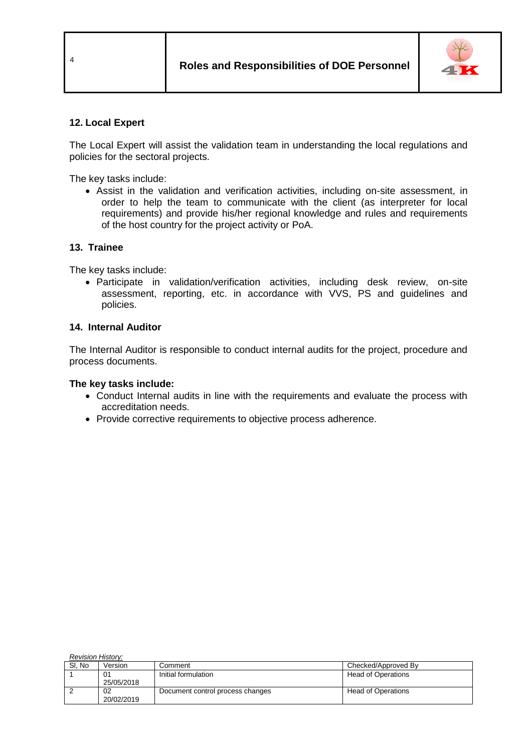### 12. Local Expert

The Local Expert will assist the validation team in understanding the local regulations and policies for the sectoral projects.

The key tasks include:

- Assist in the validation and verification activities, including on-site assessment, in order to help the team to communicate with the client (as interpreter for local requirements) and provide his/her regional knowledge and rules and requirements of the host country for the project activity or PoA.

### 13. Trainee

The key tasks include:

- Participate in validation/verification activities, including desk review, on-site assessment, reporting, etc. in accordance with VVS, PS and guidelines and policies.

### 14. Internal Auditor

The Internal Auditor is responsible to conduct internal audits for the project, procedure and process documents.

**The key tasks include:**

- Conduct Internal audits in line with the requirements and evaluate the process with accreditation needs.
- Provide corrective requirements to objective process adherence.

*Revision History:*

| Sl, No | Version | Comment | Checked/Approved By |
|---|---|---|---|
| 1 | 01<br>25/05/2018 | Initial formulation | Head of Operations |
| 2 | 02<br>20/02/2019 | Document control process changes | Head of Operations |